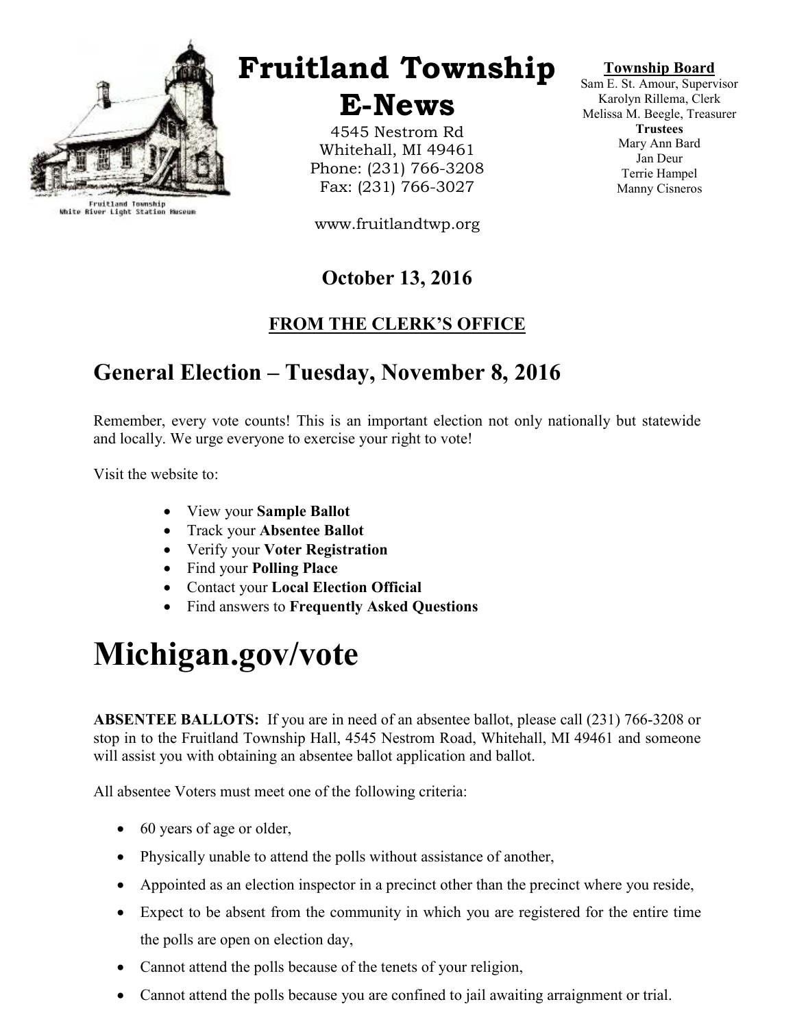Fruitland Township
White River Light Station Museum

# Fruitland Township E-News

4545 Nestrom Rd
Whitehall, MI 49461
Phone: (231) 766-3208
Fax: (231) 766-3027

www.fruitlandtwp.org

**Township Board**
Sam E. St. Amour, Supervisor
Karolyn Rillema, Clerk
Melissa M. Beegle, Treasurer
**Trustees**
Mary Ann Bard
Jan Deur
Terrie Hampel
Manny Cisneros

**October 13, 2016**

**FROM THE CLERK'S OFFICE**

## General Election – Tuesday, November 8, 2016

Remember, every vote counts! This is an important election not only nationally but statewide and locally. We urge everyone to exercise your right to vote!

Visit the website to:

- View your **Sample Ballot**
- Track your **Absentee Ballot**
- Verify your **Voter Registration**
- Find your **Polling Place**
- Contact your **Local Election Official**
- Find answers to **Frequently Asked Questions**

# Michigan.gov/vote

**ABSENTEE BALLOTS:** If you are in need of an absentee ballot, please call (231) 766-3208 or stop in to the Fruitland Township Hall, 4545 Nestrom Road, Whitehall, MI 49461 and someone will assist you with obtaining an absentee ballot application and ballot.

All absentee Voters must meet one of the following criteria:

- 60 years of age or older,
- Physically unable to attend the polls without assistance of another,
- Appointed as an election inspector in a precinct other than the precinct where you reside,
- Expect to be absent from the community in which you are registered for the entire time the polls are open on election day,
- Cannot attend the polls because of the tenets of your religion,
- Cannot attend the polls because you are confined to jail awaiting arraignment or trial.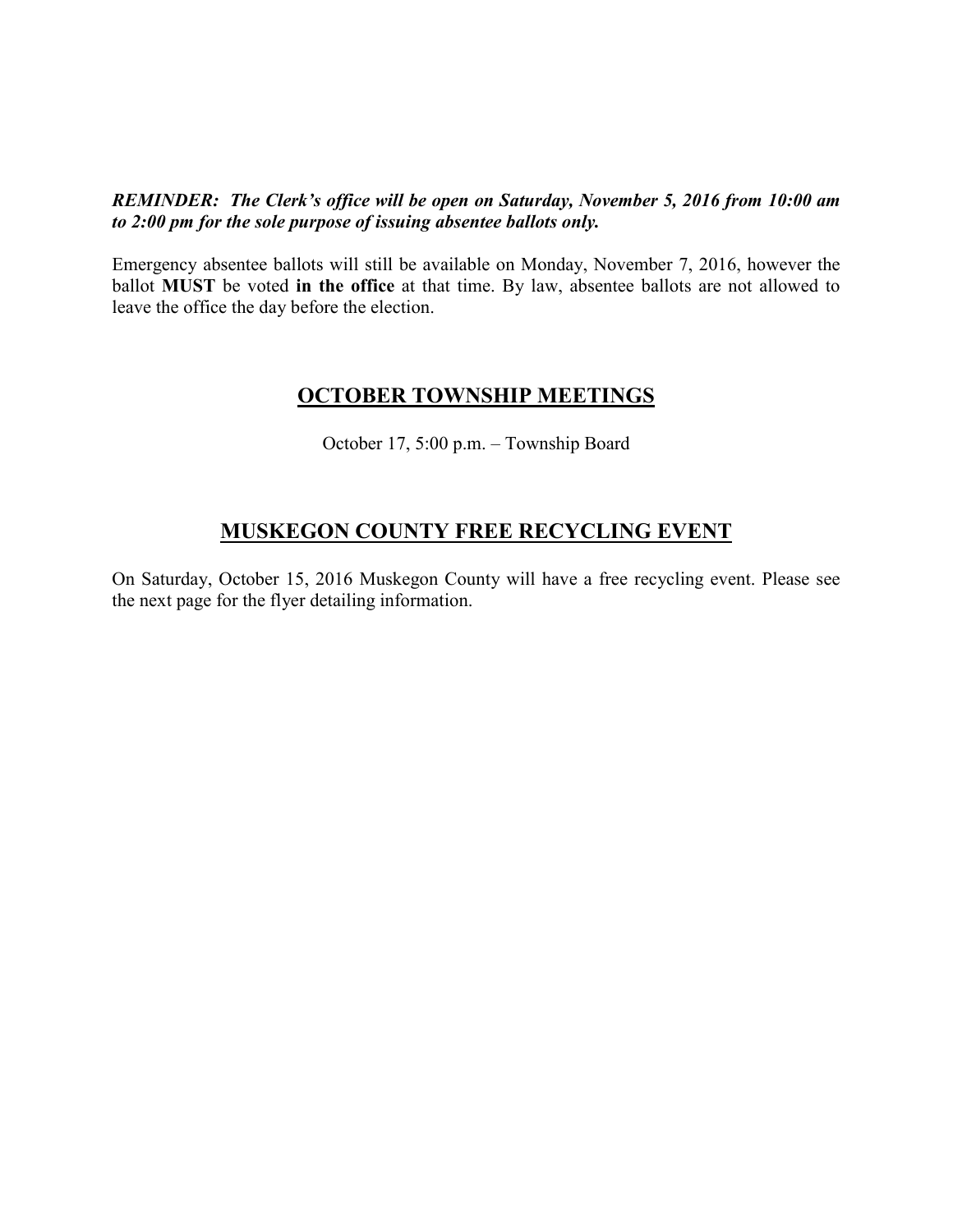***REMINDER: The Clerk's office will be open on Saturday, November 5, 2016 from 10:00 am to 2:00 pm for the sole purpose of issuing absentee ballots only.***

Emergency absentee ballots will still be available on Monday, November 7, 2016, however the ballot **MUST** be voted **in the office** at that time. By law, absentee ballots are not allowed to leave the office the day before the election.

## OCTOBER TOWNSHIP MEETINGS

October 17, 5:00 p.m. – Township Board

## MUSKEGON COUNTY FREE RECYCLING EVENT

On Saturday, October 15, 2016 Muskegon County will have a free recycling event. Please see the next page for the flyer detailing information.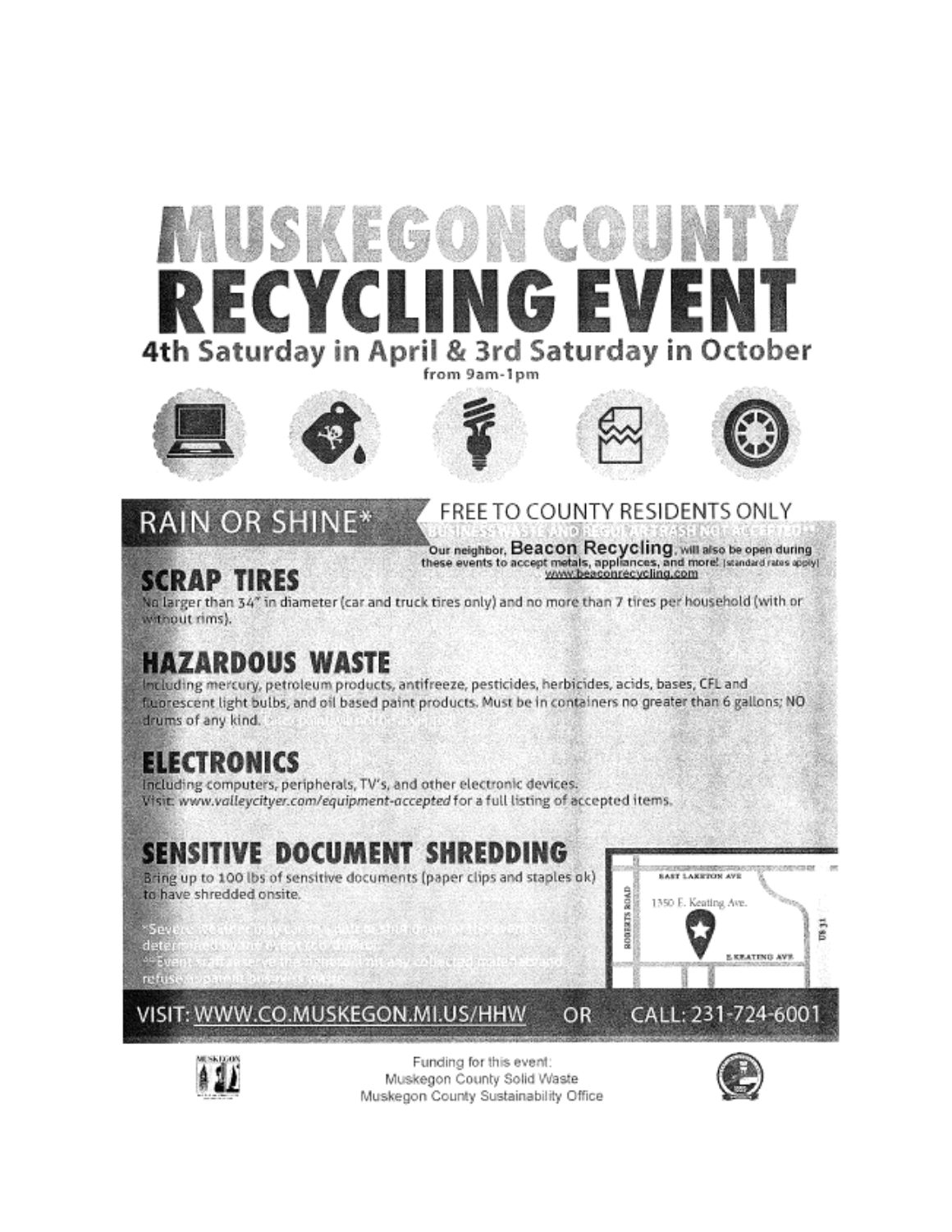# MUSKEGON COUNTY RECYCLING EVENT

**4th Saturday in April & 3rd Saturday in October**

from 9am-1pm

RAIN OR SHINE*

FREE TO COUNTY RESIDENTS ONLY

BUSINESS WASTE AND REGULAR TRASH NOT ACCEPTED**

Our neighbor, **Beacon Recycling**, will also be open during these events to accept metals, appliances, and more! (standard rates apply) www.beaconrecycling.com

## SCRAP TIRES

No larger than 34" in diameter (car and truck tires only) and no more than 7 tires per household (with or without rims).

## HAZARDOUS WASTE

Including mercury, petroleum products, antifreeze, pesticides, herbicides, acids, bases, CFL and fluorescent light bulbs, and oil based paint products. Must be in containers no greater than 6 gallons; NO drums of any kind.

## ELECTRONICS

Including computers, peripherals, TV's, and other electronic devices.
Visit: *www.valleycityer.com/equipment-accepted* for a full listing of accepted items.

## SENSITIVE DOCUMENT SHREDDING

Bring up to 100 lbs of sensitive documents (paper clips and staples ok) to have shredded onsite.

EAST LAKETON AVE
ROBERTS ROAD
1350 E. Keating Ave.
E. KEATING AVE
US 31

*Severe weather may cause a pattern shift during the event as determined by the event coordinator.
**Event staff reserve the right to not accept collected materials and refuse non-resident business waste.

VISIT: WWW.CO.MUSKEGON.MI.US/HHW OR CALL: 231-724-6001

Funding for this event:
Muskegon County Solid Waste
Muskegon County Sustainability Office